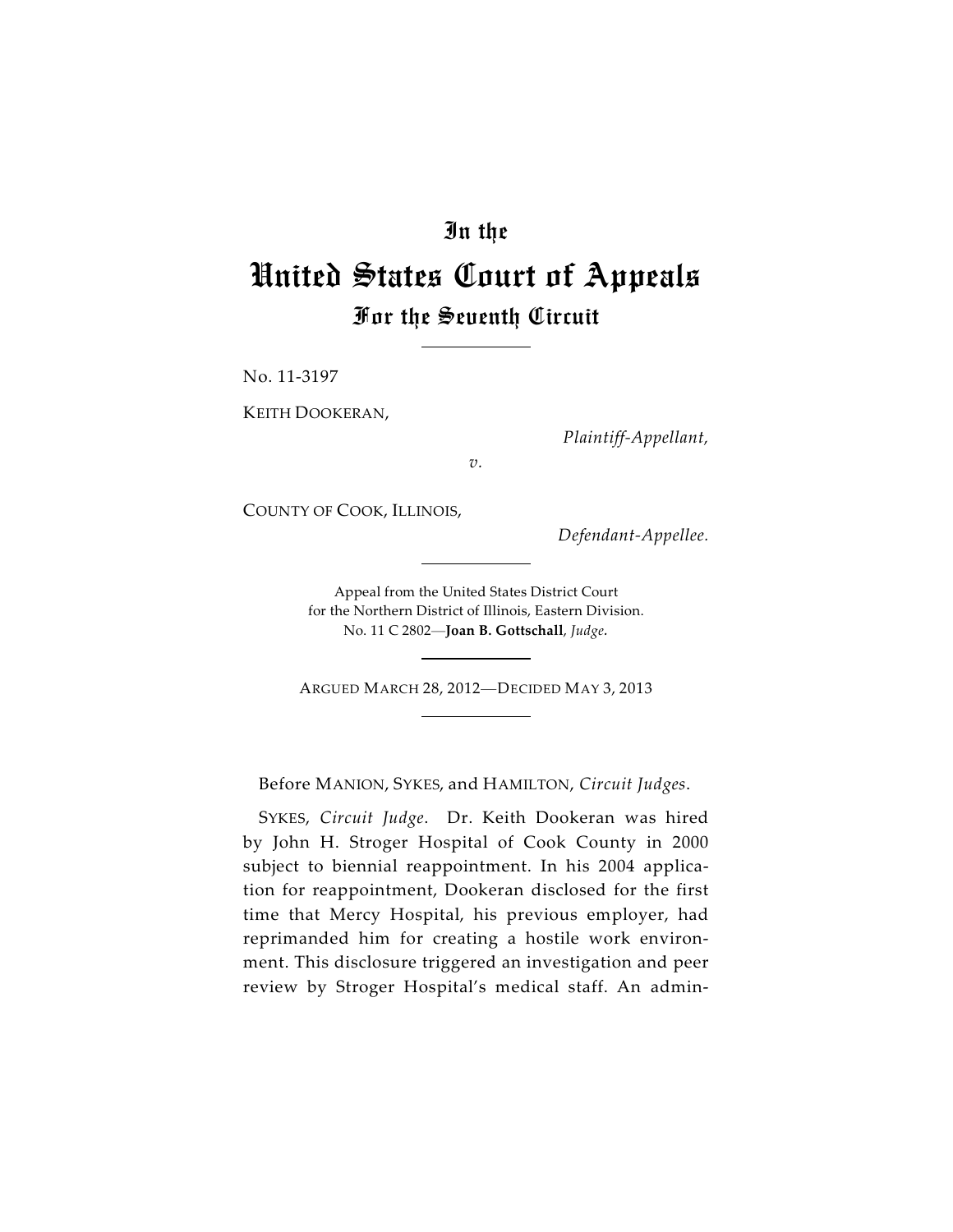# In the

# United States Court of Appeals

## For the Seventh Circuit

No. 11-3197

KEITH DOOKERAN,

*Plaintiff-Appellant,*

*v.*

COUNTY OF COOK, ILLINOIS,

*Defendant-Appellee.*

Appeal from the United States District Court
for the Northern District of Illinois, Eastern Division.
No. 11 C 2802—**Joan B. Gottschall**, *Judge*.

ARGUED MARCH 28, 2012—DECIDED MAY 3, 2013

Before MANION, SYKES, and HAMILTON, *Circuit Judges*.

SYKES, *Circuit Judge*. Dr. Keith Dookeran was hired by John H. Stroger Hospital of Cook County in 2000 subject to biennial reappointment. In his 2004 application for reappointment, Dookeran disclosed for the first time that Mercy Hospital, his previous employer, had reprimanded him for creating a hostile work environment. This disclosure triggered an investigation and peer review by Stroger Hospital's medical staff. An admin-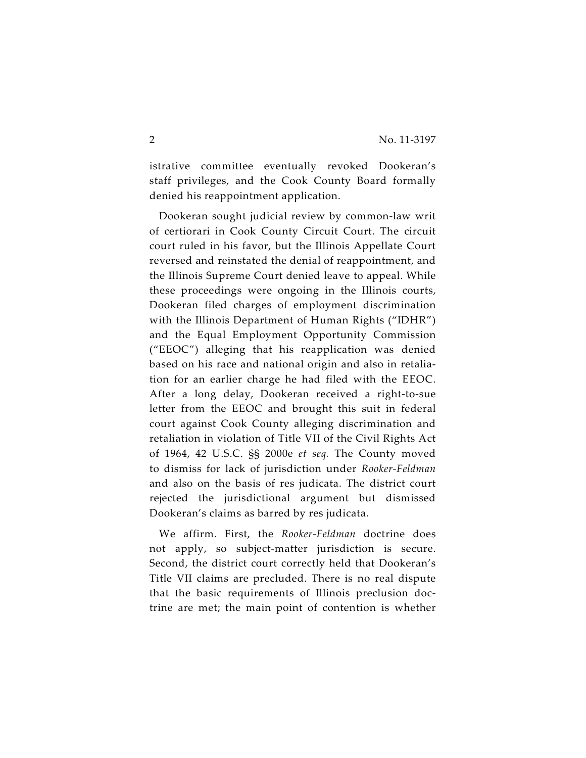istrative committee eventually revoked Dookeran's staff privileges, and the Cook County Board formally denied his reappointment application.

Dookeran sought judicial review by common-law writ of certiorari in Cook County Circuit Court. The circuit court ruled in his favor, but the Illinois Appellate Court reversed and reinstated the denial of reappointment, and the Illinois Supreme Court denied leave to appeal. While these proceedings were ongoing in the Illinois courts, Dookeran filed charges of employment discrimination with the Illinois Department of Human Rights ("IDHR") and the Equal Employment Opportunity Commission ("EEOC") alleging that his reapplication was denied based on his race and national origin and also in retaliation for an earlier charge he had filed with the EEOC. After a long delay, Dookeran received a right-to-sue letter from the EEOC and brought this suit in federal court against Cook County alleging discrimination and retaliation in violation of Title VII of the Civil Rights Act of 1964, 42 U.S.C. §§ 2000e *et seq.* The County moved to dismiss for lack of jurisdiction under *Rooker-Feldman* and also on the basis of res judicata. The district court rejected the jurisdictional argument but dismissed Dookeran's claims as barred by res judicata.

We affirm. First, the *Rooker-Feldman* doctrine does not apply, so subject-matter jurisdiction is secure. Second, the district court correctly held that Dookeran's Title VII claims are precluded. There is no real dispute that the basic requirements of Illinois preclusion doctrine are met; the main point of contention is whether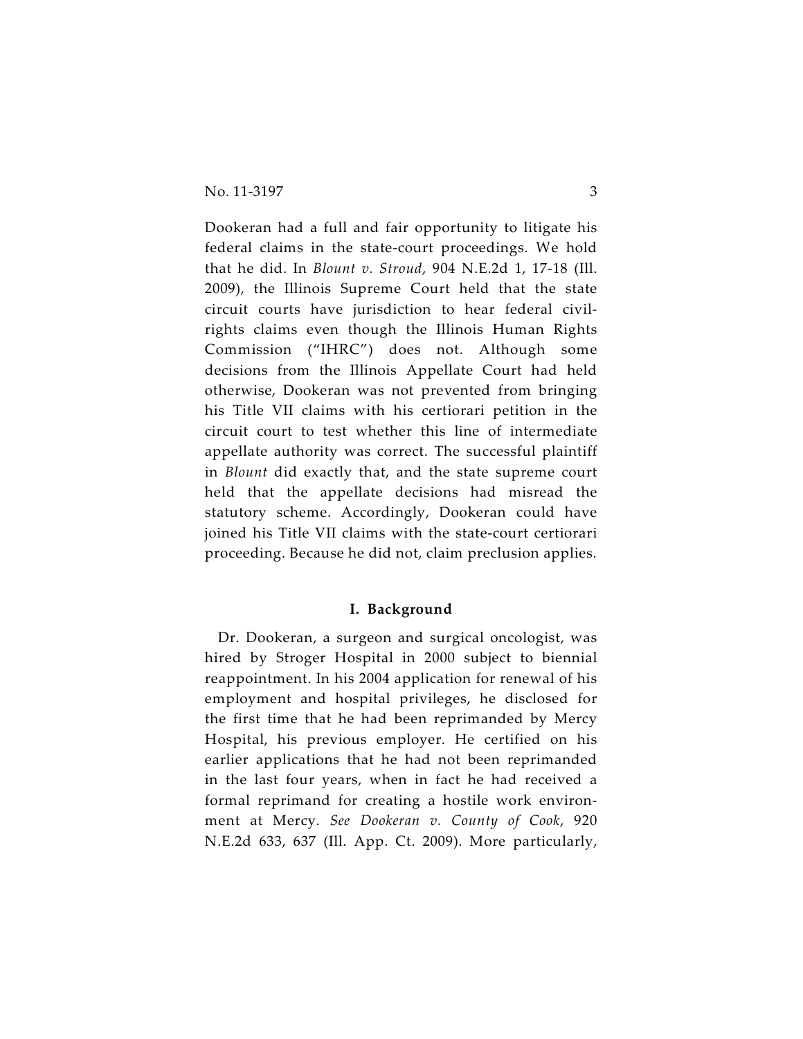Dookeran had a full and fair opportunity to litigate his federal claims in the state-court proceedings. We hold that he did. In *Blount v. Stroud*, 904 N.E.2d 1, 17-18 (Ill. 2009), the Illinois Supreme Court held that the state circuit courts have jurisdiction to hear federal civil-rights claims even though the Illinois Human Rights Commission ("IHRC") does not. Although some decisions from the Illinois Appellate Court had held otherwise, Dookeran was not prevented from bringing his Title VII claims with his certiorari petition in the circuit court to test whether this line of intermediate appellate authority was correct. The successful plaintiff in *Blount* did exactly that, and the state supreme court held that the appellate decisions had misread the statutory scheme. Accordingly, Dookeran could have joined his Title VII claims with the state-court certiorari proceeding. Because he did not, claim preclusion applies.

## I. Background

Dr. Dookeran, a surgeon and surgical oncologist, was hired by Stroger Hospital in 2000 subject to biennial reappointment. In his 2004 application for renewal of his employment and hospital privileges, he disclosed for the first time that he had been reprimanded by Mercy Hospital, his previous employer. He certified on his earlier applications that he had not been reprimanded in the last four years, when in fact he had received a formal reprimand for creating a hostile work environment at Mercy. *See Dookeran v. County of Cook*, 920 N.E.2d 633, 637 (Ill. App. Ct. 2009). More particularly,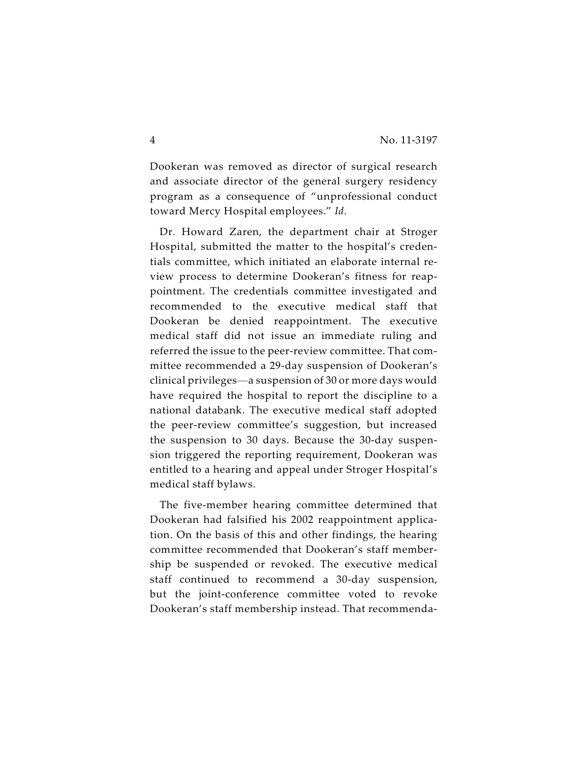Dookeran was removed as director of surgical research and associate director of the general surgery residency program as a consequence of "unprofessional conduct toward Mercy Hospital employees." *Id.*

Dr. Howard Zaren, the department chair at Stroger Hospital, submitted the matter to the hospital's credentials committee, which initiated an elaborate internal review process to determine Dookeran's fitness for reappointment. The credentials committee investigated and recommended to the executive medical staff that Dookeran be denied reappointment. The executive medical staff did not issue an immediate ruling and referred the issue to the peer-review committee. That committee recommended a 29-day suspension of Dookeran's clinical privileges—a suspension of 30 or more days would have required the hospital to report the discipline to a national databank. The executive medical staff adopted the peer-review committee's suggestion, but increased the suspension to 30 days. Because the 30-day suspension triggered the reporting requirement, Dookeran was entitled to a hearing and appeal under Stroger Hospital's medical staff bylaws.

The five-member hearing committee determined that Dookeran had falsified his 2002 reappointment application. On the basis of this and other findings, the hearing committee recommended that Dookeran's staff membership be suspended or revoked. The executive medical staff continued to recommend a 30-day suspension, but the joint-conference committee voted to revoke Dookeran's staff membership instead. That recommenda-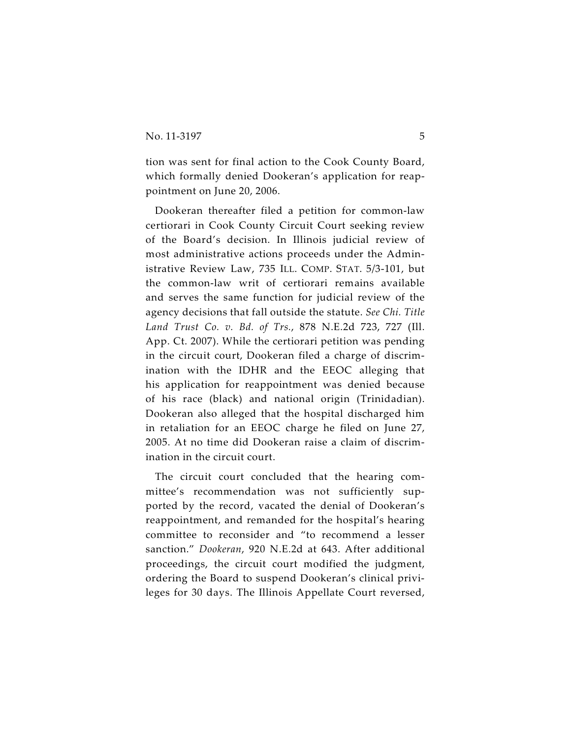tion was sent for final action to the Cook County Board, which formally denied Dookeran's application for reappointment on June 20, 2006.

Dookeran thereafter filed a petition for common-law certiorari in Cook County Circuit Court seeking review of the Board's decision. In Illinois judicial review of most administrative actions proceeds under the Administrative Review Law, 735 ILL. COMP. STAT. 5/3-101, but the common-law writ of certiorari remains available and serves the same function for judicial review of the agency decisions that fall outside the statute. *See Chi. Title Land Trust Co. v. Bd. of Trs.*, 878 N.E.2d 723, 727 (Ill. App. Ct. 2007). While the certiorari petition was pending in the circuit court, Dookeran filed a charge of discrimination with the IDHR and the EEOC alleging that his application for reappointment was denied because of his race (black) and national origin (Trinidadian). Dookeran also alleged that the hospital discharged him in retaliation for an EEOC charge he filed on June 27, 2005. At no time did Dookeran raise a claim of discrimination in the circuit court.

The circuit court concluded that the hearing committee's recommendation was not sufficiently supported by the record, vacated the denial of Dookeran's reappointment, and remanded for the hospital's hearing committee to reconsider and "to recommend a lesser sanction." *Dookeran*, 920 N.E.2d at 643. After additional proceedings, the circuit court modified the judgment, ordering the Board to suspend Dookeran's clinical privileges for 30 days. The Illinois Appellate Court reversed,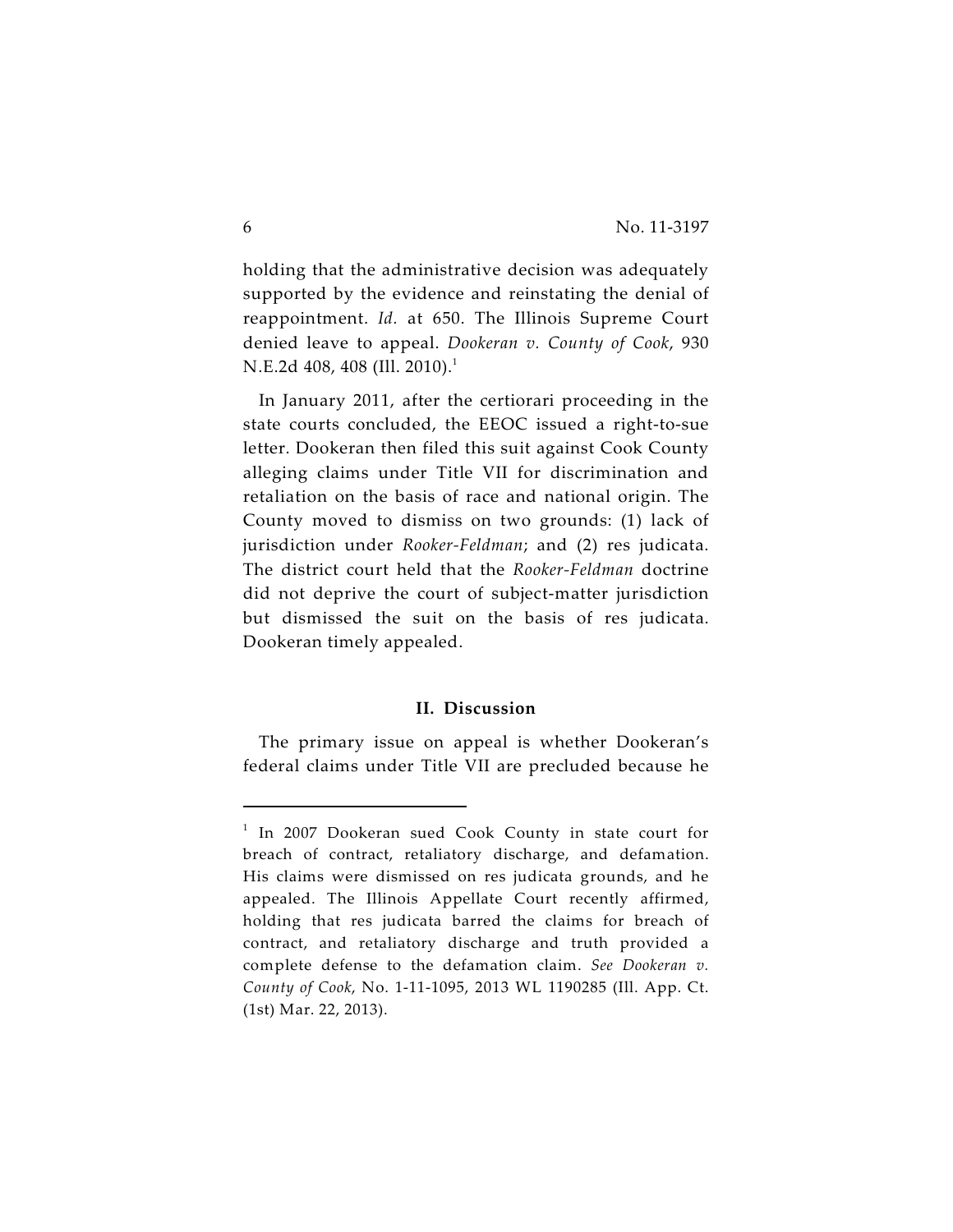holding that the administrative decision was adequately supported by the evidence and reinstating the denial of reappointment. *Id.* at 650. The Illinois Supreme Court denied leave to appeal. *Dookeran v. County of Cook*, 930 N.E.2d 408, 408 (Ill. 2010).[1]

In January 2011, after the certiorari proceeding in the state courts concluded, the EEOC issued a right-to-sue letter. Dookeran then filed this suit against Cook County alleging claims under Title VII for discrimination and retaliation on the basis of race and national origin. The County moved to dismiss on two grounds: (1) lack of jurisdiction under *Rooker-Feldman*; and (2) res judicata. The district court held that the *Rooker-Feldman* doctrine did not deprive the court of subject-matter jurisdiction but dismissed the suit on the basis of res judicata. Dookeran timely appealed.

## II. Discussion

The primary issue on appeal is whether Dookeran's federal claims under Title VII are precluded because he

---

[1] In 2007 Dookeran sued Cook County in state court for breach of contract, retaliatory discharge, and defamation. His claims were dismissed on res judicata grounds, and he appealed. The Illinois Appellate Court recently affirmed, holding that res judicata barred the claims for breach of contract, and retaliatory discharge and truth provided a complete defense to the defamation claim. *See Dookeran v. County of Cook*, No. 1-11-1095, 2013 WL 1190285 (Ill. App. Ct. (1st) Mar. 22, 2013).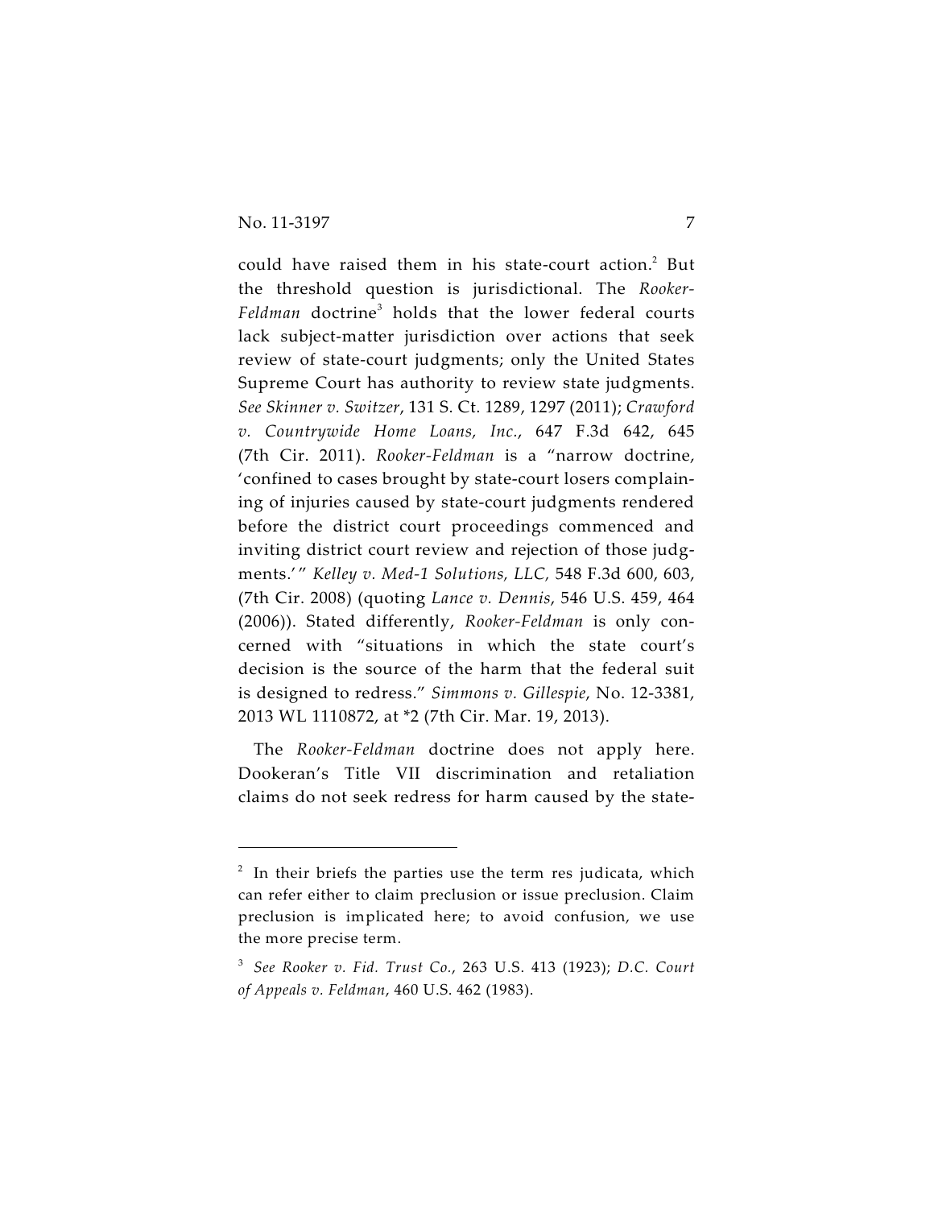could have raised them in his state-court action.[2] But the threshold question is jurisdictional. The *Rooker-Feldman* doctrine[3] holds that the lower federal courts lack subject-matter jurisdiction over actions that seek review of state-court judgments; only the United States Supreme Court has authority to review state judgments. *See Skinner v. Switzer*, 131 S. Ct. 1289, 1297 (2011); *Crawford v. Countrywide Home Loans, Inc.*, 647 F.3d 642, 645 (7th Cir. 2011). *Rooker-Feldman* is a "narrow doctrine, 'confined to cases brought by state-court losers complaining of injuries caused by state-court judgments rendered before the district court proceedings commenced and inviting district court review and rejection of those judgments.'" *Kelley v. Med-1 Solutions, LLC,* 548 F.3d 600, 603, (7th Cir. 2008) (quoting *Lance v. Dennis*, 546 U.S. 459, 464 (2006)). Stated differently, *Rooker-Feldman* is only concerned with "situations in which the state court's decision is the source of the harm that the federal suit is designed to redress." *Simmons v. Gillespie*, No. 12-3381, 2013 WL 1110872, at *2 (7th Cir. Mar. 19, 2013).

The *Rooker-Feldman* doctrine does not apply here. Dookeran's Title VII discrimination and retaliation claims do not seek redress for harm caused by the state-

---

[2] In their briefs the parties use the term res judicata, which can refer either to claim preclusion or issue preclusion. Claim preclusion is implicated here; to avoid confusion, we use the more precise term.

[3] *See Rooker v. Fid. Trust Co.*, 263 U.S. 413 (1923); *D.C. Court of Appeals v. Feldman*, 460 U.S. 462 (1983).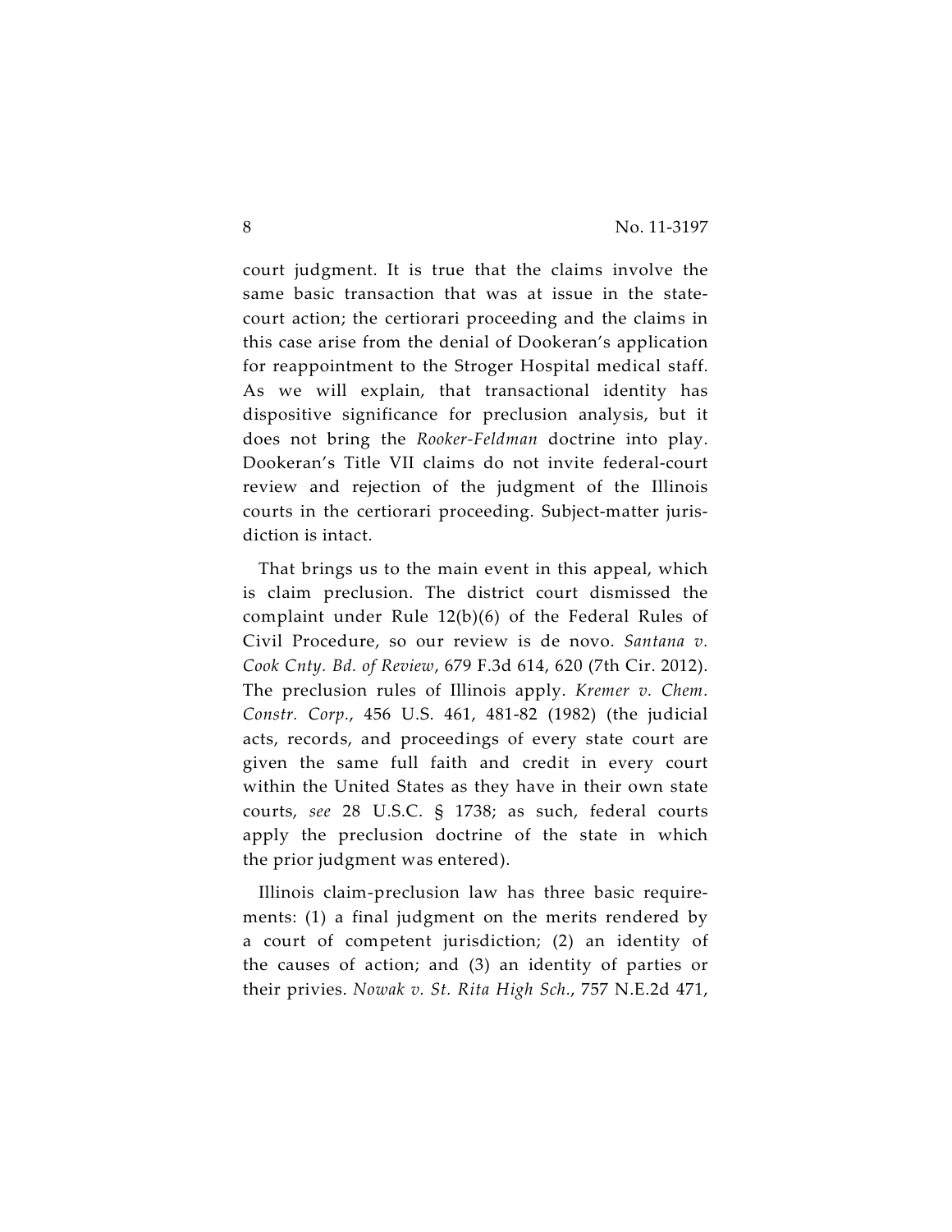court judgment. It is true that the claims involve the same basic transaction that was at issue in the state-court action; the certiorari proceeding and the claims in this case arise from the denial of Dookeran's application for reappointment to the Stroger Hospital medical staff. As we will explain, that transactional identity has dispositive significance for preclusion analysis, but it does not bring the *Rooker-Feldman* doctrine into play. Dookeran's Title VII claims do not invite federal-court review and rejection of the judgment of the Illinois courts in the certiorari proceeding. Subject-matter jurisdiction is intact.

That brings us to the main event in this appeal, which is claim preclusion. The district court dismissed the complaint under Rule 12(b)(6) of the Federal Rules of Civil Procedure, so our review is de novo. *Santana v. Cook Cnty. Bd. of Review*, 679 F.3d 614, 620 (7th Cir. 2012). The preclusion rules of Illinois apply. *Kremer v. Chem. Constr. Corp.*, 456 U.S. 461, 481-82 (1982) (the judicial acts, records, and proceedings of every state court are given the same full faith and credit in every court within the United States as they have in their own state courts, *see* 28 U.S.C. § 1738; as such, federal courts apply the preclusion doctrine of the state in which the prior judgment was entered).

Illinois claim-preclusion law has three basic requirements: (1) a final judgment on the merits rendered by a court of competent jurisdiction; (2) an identity of the causes of action; and (3) an identity of parties or their privies. *Nowak v. St. Rita High Sch.*, 757 N.E.2d 471,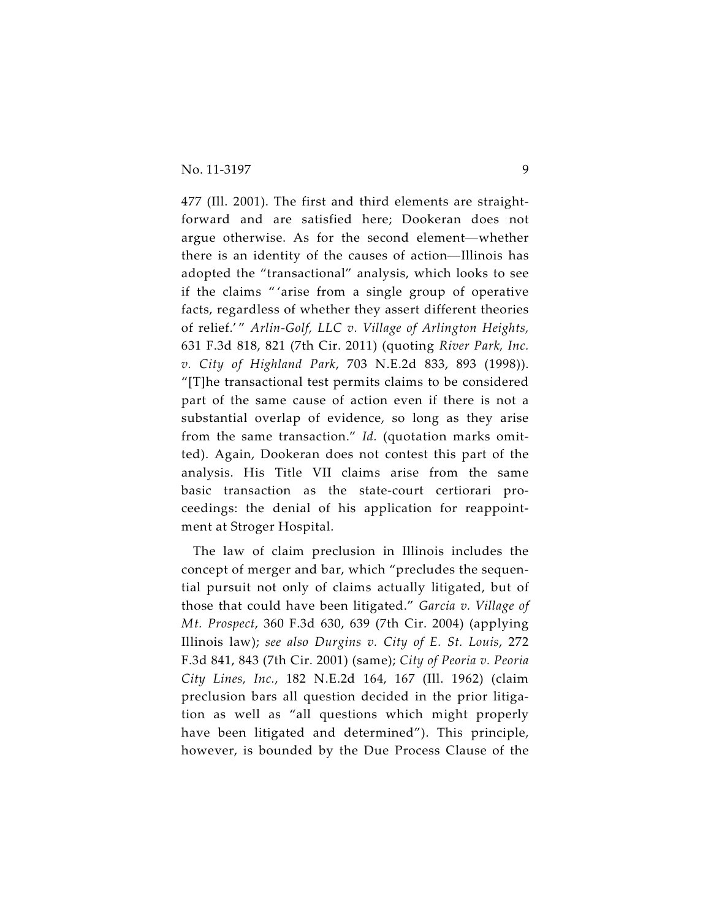477 (Ill. 2001). The first and third elements are straightforward and are satisfied here; Dookeran does not argue otherwise. As for the second element—whether there is an identity of the causes of action—Illinois has adopted the "transactional" analysis, which looks to see if the claims "'arise from a single group of operative facts, regardless of whether they assert different theories of relief.'" *Arlin-Golf, LLC v. Village of Arlington Heights,* 631 F.3d 818, 821 (7th Cir. 2011) (quoting *River Park, Inc. v. City of Highland Park*, 703 N.E.2d 833, 893 (1998)). "[T]he transactional test permits claims to be considered part of the same cause of action even if there is not a substantial overlap of evidence, so long as they arise from the same transaction." *Id.* (quotation marks omitted). Again, Dookeran does not contest this part of the analysis. His Title VII claims arise from the same basic transaction as the state-court certiorari proceedings: the denial of his application for reappointment at Stroger Hospital.

The law of claim preclusion in Illinois includes the concept of merger and bar, which "precludes the sequential pursuit not only of claims actually litigated, but of those that could have been litigated." *Garcia v. Village of Mt. Prospect*, 360 F.3d 630, 639 (7th Cir. 2004) (applying Illinois law); *see also Durgins v. City of E. St. Louis*, 272 F.3d 841, 843 (7th Cir. 2001) (same); *City of Peoria v. Peoria City Lines, Inc.*, 182 N.E.2d 164, 167 (Ill. 1962) (claim preclusion bars all question decided in the prior litigation as well as "all questions which might properly have been litigated and determined"). This principle, however, is bounded by the Due Process Clause of the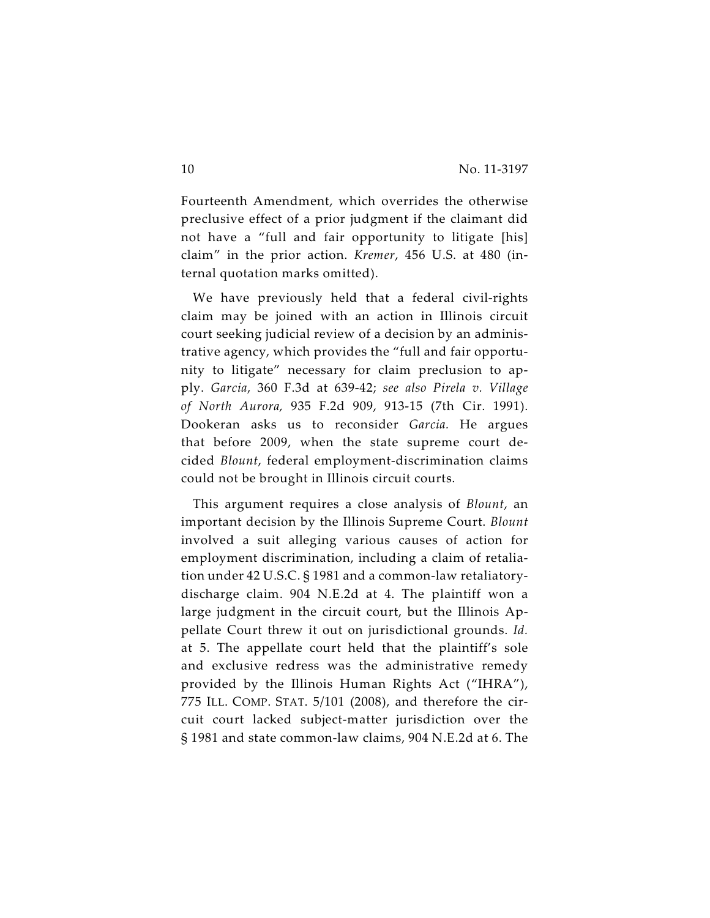Fourteenth Amendment, which overrides the otherwise preclusive effect of a prior judgment if the claimant did not have a "full and fair opportunity to litigate [his] claim" in the prior action. *Kremer*, 456 U.S. at 480 (internal quotation marks omitted).

We have previously held that a federal civil-rights claim may be joined with an action in Illinois circuit court seeking judicial review of a decision by an administrative agency, which provides the "full and fair opportunity to litigate" necessary for claim preclusion to apply. *Garcia*, 360 F.3d at 639-42; *see also Pirela v. Village of North Aurora,* 935 F.2d 909, 913-15 (7th Cir. 1991). Dookeran asks us to reconsider *Garcia.* He argues that before 2009, when the state supreme court decided *Blount*, federal employment-discrimination claims could not be brought in Illinois circuit courts.

This argument requires a close analysis of *Blount*, an important decision by the Illinois Supreme Court. *Blount* involved a suit alleging various causes of action for employment discrimination, including a claim of retaliation under 42 U.S.C. § 1981 and a common-law retaliatory-discharge claim. 904 N.E.2d at 4. The plaintiff won a large judgment in the circuit court, but the Illinois Appellate Court threw it out on jurisdictional grounds. *Id.* at 5. The appellate court held that the plaintiff's sole and exclusive redress was the administrative remedy provided by the Illinois Human Rights Act ("IHRA"), 775 ILL. COMP. STAT. 5/101 (2008), and therefore the circuit court lacked subject-matter jurisdiction over the § 1981 and state common-law claims, 904 N.E.2d at 6. The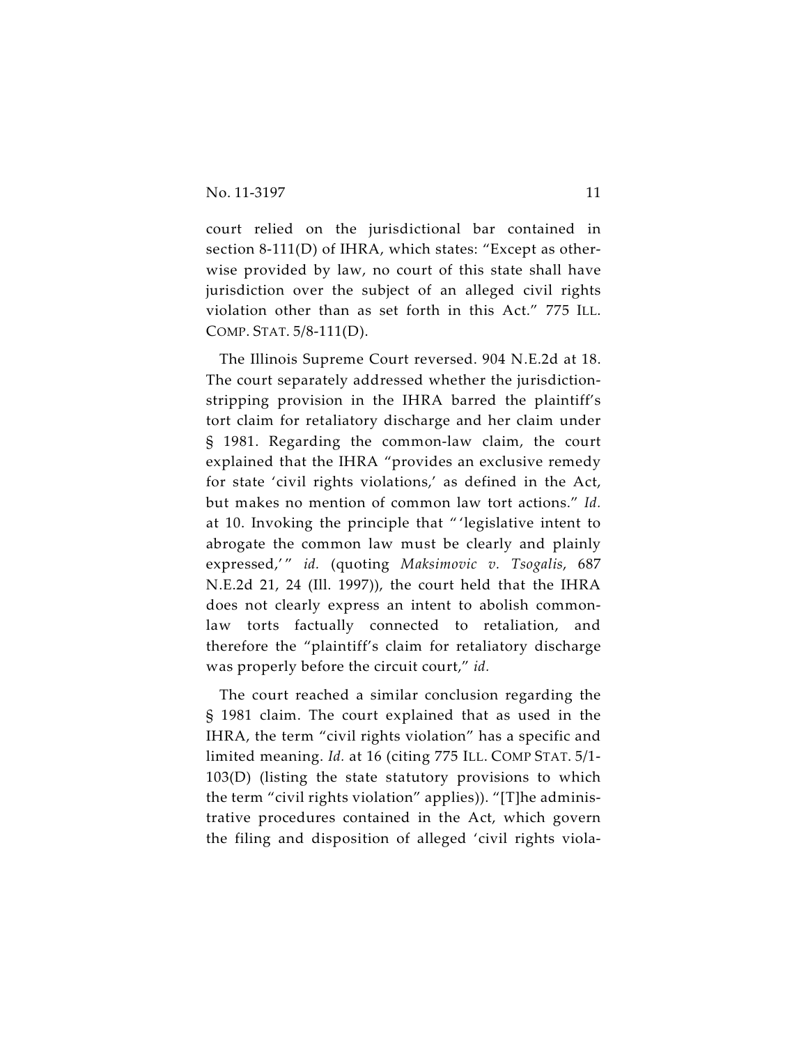court relied on the jurisdictional bar contained in section 8-111(D) of IHRA, which states: "Except as otherwise provided by law, no court of this state shall have jurisdiction over the subject of an alleged civil rights violation other than as set forth in this Act." 775 ILL. COMP. STAT. 5/8-111(D).

The Illinois Supreme Court reversed. 904 N.E.2d at 18. The court separately addressed whether the jurisdiction-stripping provision in the IHRA barred the plaintiff's tort claim for retaliatory discharge and her claim under § 1981. Regarding the common-law claim, the court explained that the IHRA "provides an exclusive remedy for state 'civil rights violations,' as defined in the Act, but makes no mention of common law tort actions." *Id.* at 10. Invoking the principle that "'legislative intent to abrogate the common law must be clearly and plainly expressed,'" *id.* (quoting *Maksimovic v. Tsogalis*, 687 N.E.2d 21, 24 (Ill. 1997)), the court held that the IHRA does not clearly express an intent to abolish common-law torts factually connected to retaliation, and therefore the "plaintiff's claim for retaliatory discharge was properly before the circuit court," *id.*

The court reached a similar conclusion regarding the § 1981 claim. The court explained that as used in the IHRA, the term "civil rights violation" has a specific and limited meaning. *Id.* at 16 (citing 775 ILL. COMP STAT. 5/1-103(D) (listing the state statutory provisions to which the term "civil rights violation" applies)). "[T]he administrative procedures contained in the Act, which govern the filing and disposition of alleged 'civil rights viola-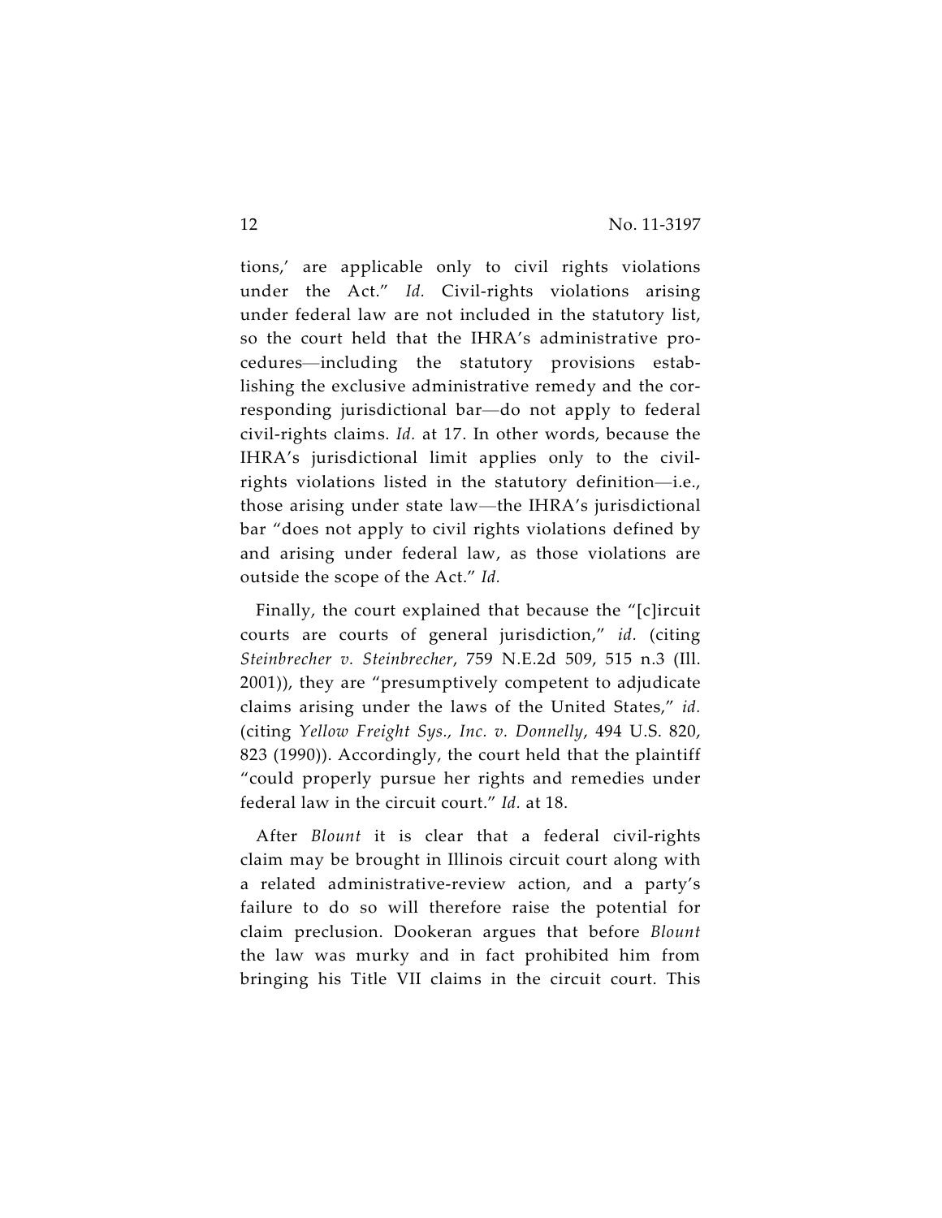tions,' are applicable only to civil rights violations under the Act." *Id.* Civil-rights violations arising under federal law are not included in the statutory list, so the court held that the IHRA's administrative procedures—including the statutory provisions establishing the exclusive administrative remedy and the corresponding jurisdictional bar—do not apply to federal civil-rights claims. *Id.* at 17. In other words, because the IHRA's jurisdictional limit applies only to the civil-rights violations listed in the statutory definition—i.e., those arising under state law—the IHRA's jurisdictional bar "does not apply to civil rights violations defined by and arising under federal law, as those violations are outside the scope of the Act." *Id.*

Finally, the court explained that because the "[c]ircuit courts are courts of general jurisdiction," *id.* (citing *Steinbrecher v. Steinbrecher*, 759 N.E.2d 509, 515 n.3 (Ill. 2001)), they are "presumptively competent to adjudicate claims arising under the laws of the United States," *id.* (citing *Yellow Freight Sys., Inc. v. Donnelly*, 494 U.S. 820, 823 (1990)). Accordingly, the court held that the plaintiff "could properly pursue her rights and remedies under federal law in the circuit court." *Id.* at 18.

After *Blount* it is clear that a federal civil-rights claim may be brought in Illinois circuit court along with a related administrative-review action, and a party's failure to do so will therefore raise the potential for claim preclusion. Dookeran argues that before *Blount* the law was murky and in fact prohibited him from bringing his Title VII claims in the circuit court. This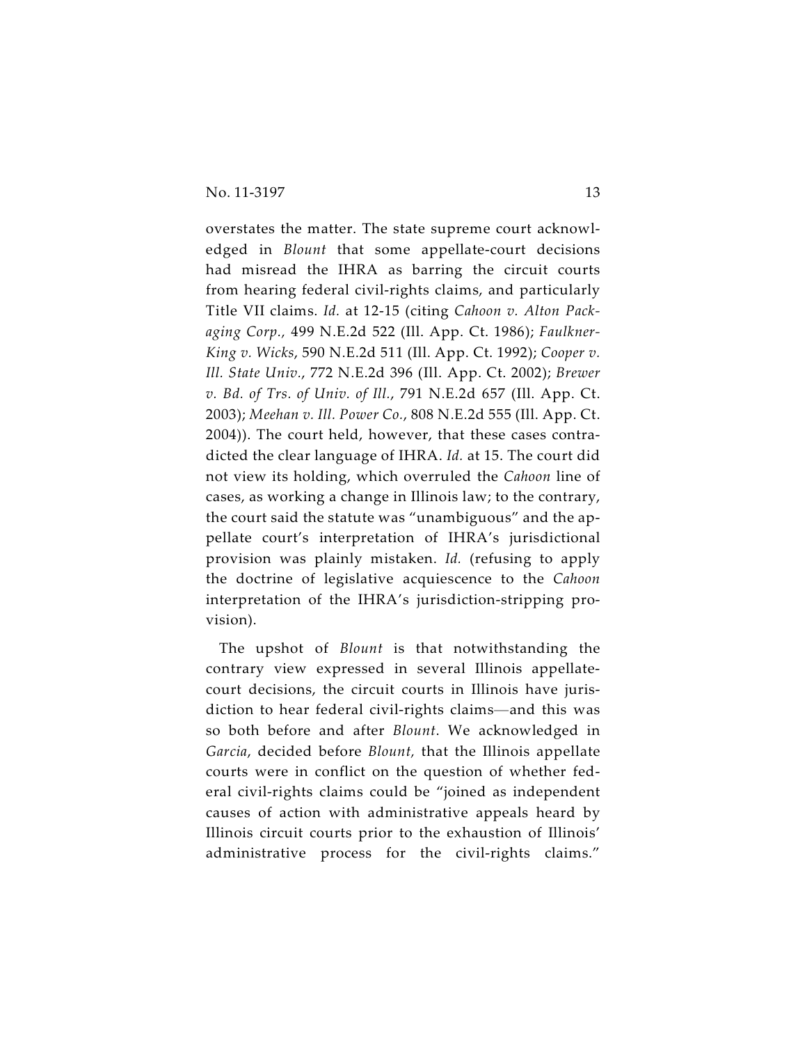overstates the matter. The state supreme court acknowledged in *Blount* that some appellate-court decisions had misread the IHRA as barring the circuit courts from hearing federal civil-rights claims, and particularly Title VII claims. *Id.* at 12-15 (citing *Cahoon v. Alton Packaging Corp.*, 499 N.E.2d 522 (Ill. App. Ct. 1986); *Faulkner-King v. Wicks*, 590 N.E.2d 511 (Ill. App. Ct. 1992); *Cooper v. Ill. State Univ.*, 772 N.E.2d 396 (Ill. App. Ct. 2002); *Brewer v. Bd. of Trs. of Univ. of Ill.*, 791 N.E.2d 657 (Ill. App. Ct. 2003); *Meehan v. Ill. Power Co.*, 808 N.E.2d 555 (Ill. App. Ct. 2004)). The court held, however, that these cases contradicted the clear language of IHRA. *Id.* at 15. The court did not view its holding, which overruled the *Cahoon* line of cases, as working a change in Illinois law; to the contrary, the court said the statute was "unambiguous" and the appellate court's interpretation of IHRA's jurisdictional provision was plainly mistaken. *Id.* (refusing to apply the doctrine of legislative acquiescence to the *Cahoon* interpretation of the IHRA's jurisdiction-stripping provision).

The upshot of *Blount* is that notwithstanding the contrary view expressed in several Illinois appellate-court decisions, the circuit courts in Illinois have jurisdiction to hear federal civil-rights claims—and this was so both before and after *Blount*. We acknowledged in *Garcia*, decided before *Blount*, that the Illinois appellate courts were in conflict on the question of whether federal civil-rights claims could be "joined as independent causes of action with administrative appeals heard by Illinois circuit courts prior to the exhaustion of Illinois' administrative process for the civil-rights claims."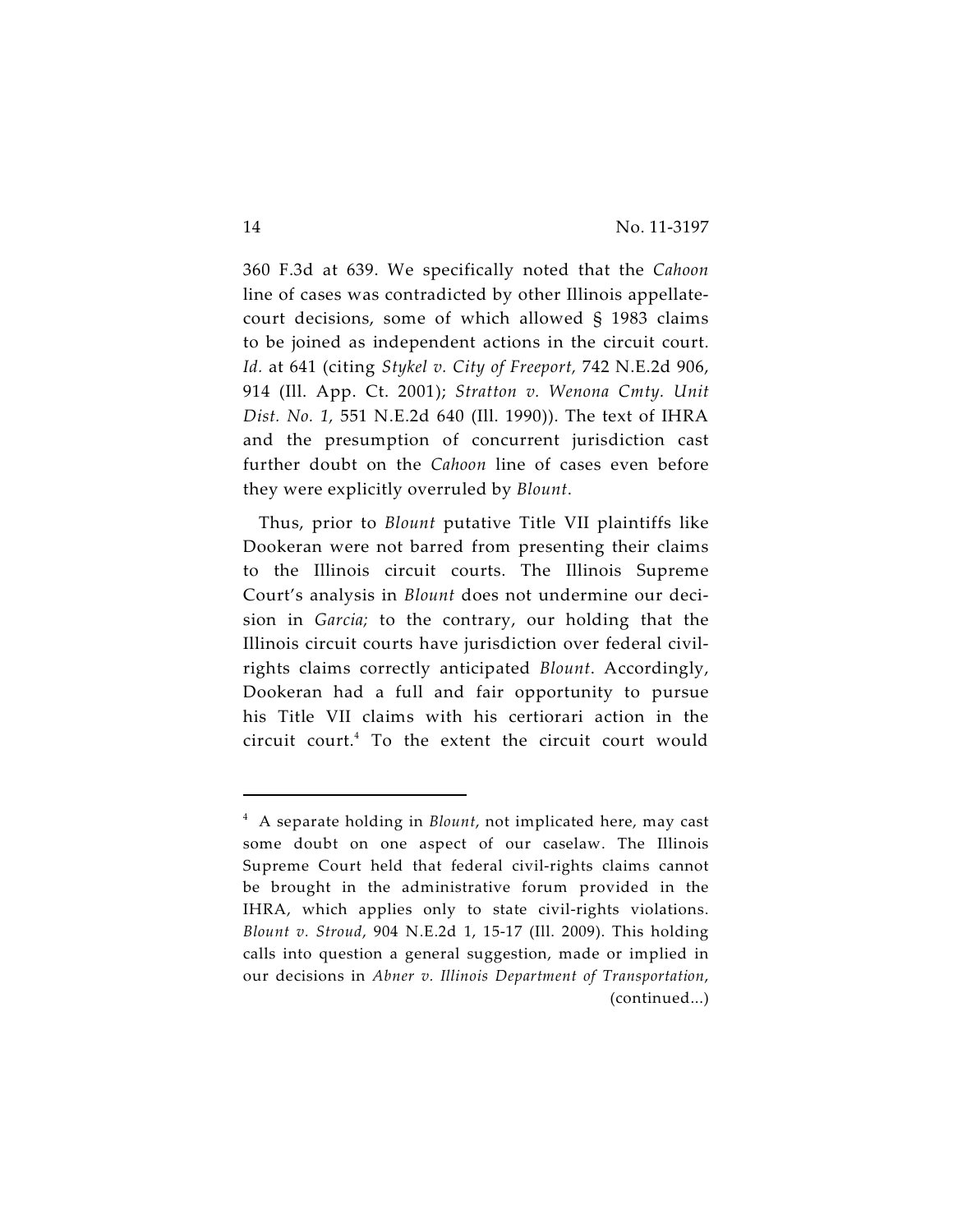360 F.3d at 639. We specifically noted that the *Cahoon* line of cases was contradicted by other Illinois appellate-court decisions, some of which allowed § 1983 claims to be joined as independent actions in the circuit court. *Id.* at 641 (citing *Stykel v. City of Freeport,* 742 N.E.2d 906, 914 (Ill. App. Ct. 2001); *Stratton v. Wenona Cmty. Unit Dist. No. 1,* 551 N.E.2d 640 (Ill. 1990)). The text of IHRA and the presumption of concurrent jurisdiction cast further doubt on the *Cahoon* line of cases even before they were explicitly overruled by *Blount*.

Thus, prior to *Blount* putative Title VII plaintiffs like Dookeran were not barred from presenting their claims to the Illinois circuit courts. The Illinois Supreme Court's analysis in *Blount* does not undermine our decision in *Garcia;* to the contrary, our holding that the Illinois circuit courts have jurisdiction over federal civil-rights claims correctly anticipated *Blount*. Accordingly, Dookeran had a full and fair opportunity to pursue his Title VII claims with his certiorari action in the circuit court.[4] To the extent the circuit court would

---

[4] A separate holding in *Blount*, not implicated here, may cast some doubt on one aspect of our caselaw. The Illinois Supreme Court held that federal civil-rights claims cannot be brought in the administrative forum provided in the IHRA, which applies only to state civil-rights violations. *Blount v. Stroud*, 904 N.E.2d 1, 15-17 (Ill. 2009). This holding calls into question a general suggestion, made or implied in our decisions in *Abner v. Illinois Department of Transportation*, (continued...)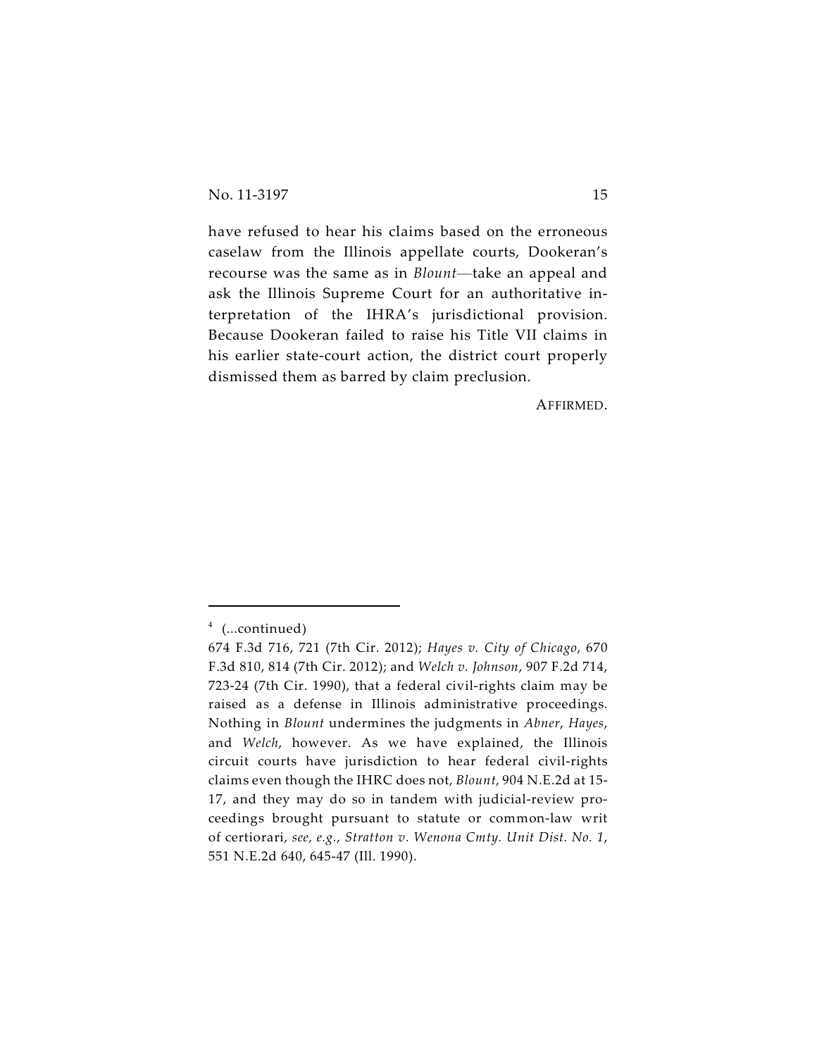have refused to hear his claims based on the erroneous caselaw from the Illinois appellate courts, Dookeran's recourse was the same as in *Blount*—take an appeal and ask the Illinois Supreme Court for an authoritative interpretation of the IHRA's jurisdictional provision. Because Dookeran failed to raise his Title VII claims in his earlier state-court action, the district court properly dismissed them as barred by claim preclusion.

AFFIRMED.

---

[4] (...continued)
674 F.3d 716, 721 (7th Cir. 2012); *Hayes v. City of Chicago*, 670 F.3d 810, 814 (7th Cir. 2012); and *Welch v. Johnson*, 907 F.2d 714, 723-24 (7th Cir. 1990), that a federal civil-rights claim may be raised as a defense in Illinois administrative proceedings. Nothing in *Blount* undermines the judgments in *Abner*, *Hayes*, and *Welch*, however. As we have explained, the Illinois circuit courts have jurisdiction to hear federal civil-rights claims even though the IHRC does not, *Blount*, 904 N.E.2d at 15-17, and they may do so in tandem with judicial-review proceedings brought pursuant to statute or common-law writ of certiorari, *see, e.g.*, *Stratton v. Wenona Cmty. Unit Dist. No. 1*, 551 N.E.2d 640, 645-47 (Ill. 1990).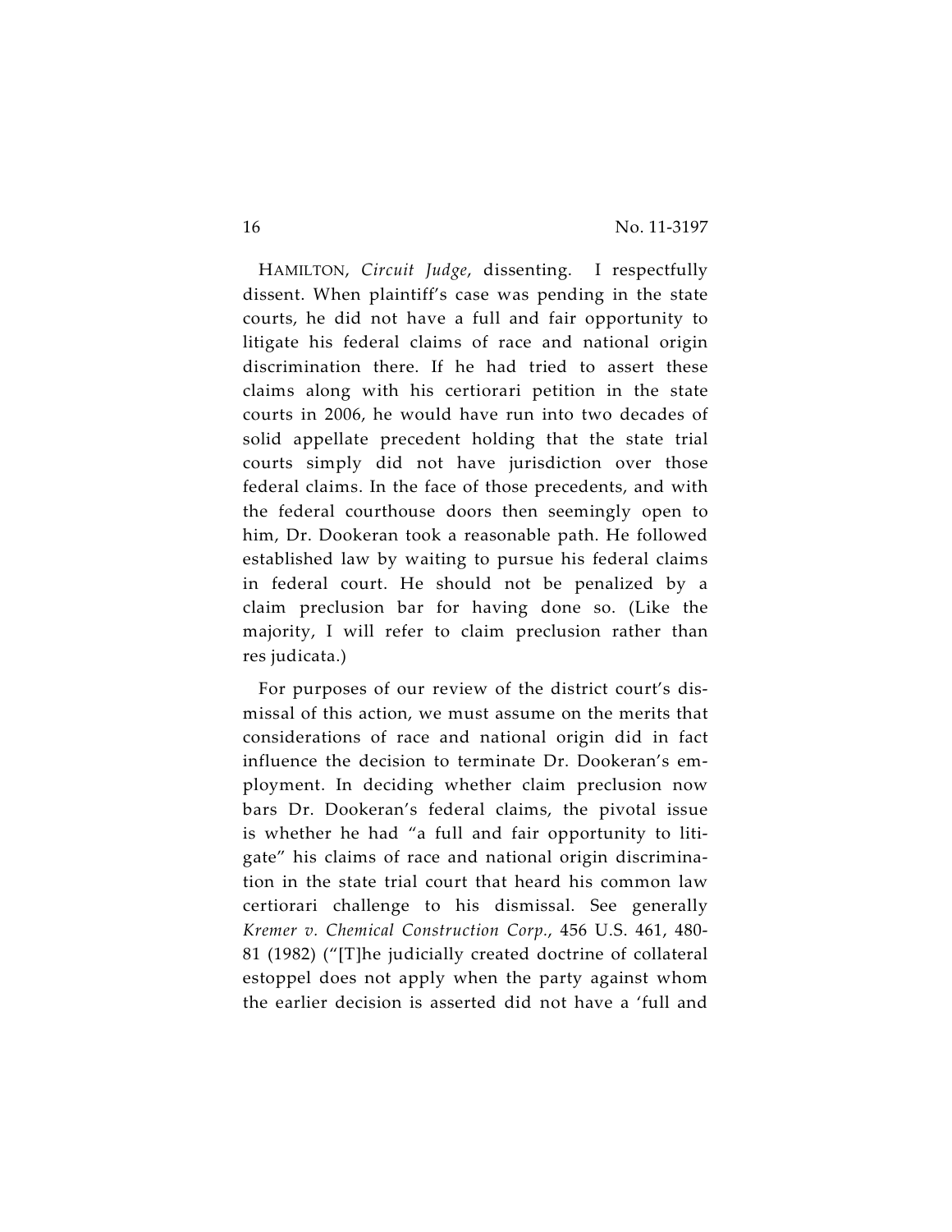HAMILTON, *Circuit Judge*, dissenting. I respectfully dissent. When plaintiff's case was pending in the state courts, he did not have a full and fair opportunity to litigate his federal claims of race and national origin discrimination there. If he had tried to assert these claims along with his certiorari petition in the state courts in 2006, he would have run into two decades of solid appellate precedent holding that the state trial courts simply did not have jurisdiction over those federal claims. In the face of those precedents, and with the federal courthouse doors then seemingly open to him, Dr. Dookeran took a reasonable path. He followed established law by waiting to pursue his federal claims in federal court. He should not be penalized by a claim preclusion bar for having done so. (Like the majority, I will refer to claim preclusion rather than res judicata.)

For purposes of our review of the district court's dismissal of this action, we must assume on the merits that considerations of race and national origin did in fact influence the decision to terminate Dr. Dookeran's employment. In deciding whether claim preclusion now bars Dr. Dookeran's federal claims, the pivotal issue is whether he had "a full and fair opportunity to litigate" his claims of race and national origin discrimination in the state trial court that heard his common law certiorari challenge to his dismissal. See generally *Kremer v. Chemical Construction Corp.*, 456 U.S. 461, 480-81 (1982) ("[T]he judicially created doctrine of collateral estoppel does not apply when the party against whom the earlier decision is asserted did not have a 'full and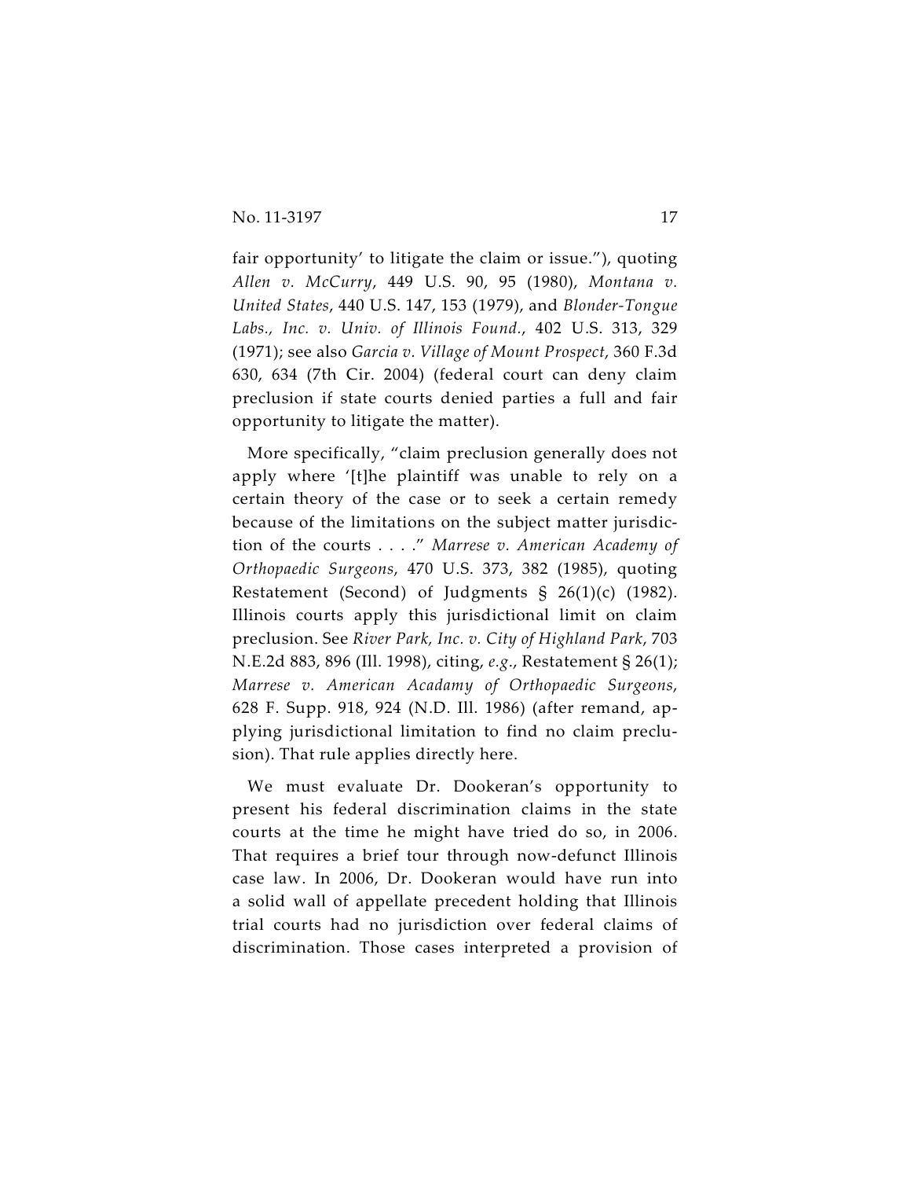fair opportunity' to litigate the claim or issue."), quoting *Allen v. McCurry*, 449 U.S. 90, 95 (1980), *Montana v. United States*, 440 U.S. 147, 153 (1979), and *Blonder-Tongue Labs., Inc. v. Univ. of Illinois Found.*, 402 U.S. 313, 329 (1971); see also *Garcia v. Village of Mount Prospect*, 360 F.3d 630, 634 (7th Cir. 2004) (federal court can deny claim preclusion if state courts denied parties a full and fair opportunity to litigate the matter).

More specifically, "claim preclusion generally does not apply where '[t]he plaintiff was unable to rely on a certain theory of the case or to seek a certain remedy because of the limitations on the subject matter jurisdiction of the courts . . . ." *Marrese v. American Academy of Orthopaedic Surgeons*, 470 U.S. 373, 382 (1985), quoting Restatement (Second) of Judgments § 26(1)(c) (1982). Illinois courts apply this jurisdictional limit on claim preclusion. See *River Park, Inc. v. City of Highland Park*, 703 N.E.2d 883, 896 (Ill. 1998), citing, *e.g.*, Restatement § 26(1); *Marrese v. American Acadamy of Orthopaedic Surgeons*, 628 F. Supp. 918, 924 (N.D. Ill. 1986) (after remand, applying jurisdictional limitation to find no claim preclusion). That rule applies directly here.

We must evaluate Dr. Dookeran's opportunity to present his federal discrimination claims in the state courts at the time he might have tried do so, in 2006. That requires a brief tour through now-defunct Illinois case law. In 2006, Dr. Dookeran would have run into a solid wall of appellate precedent holding that Illinois trial courts had no jurisdiction over federal claims of discrimination. Those cases interpreted a provision of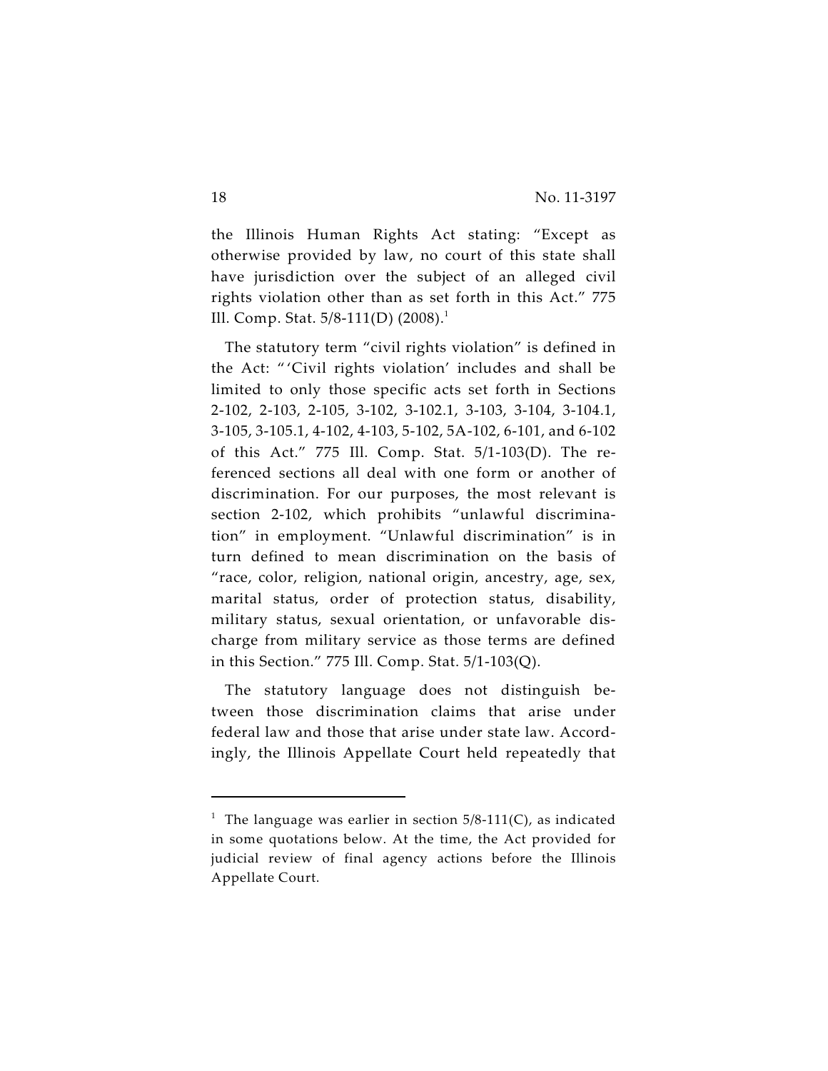the Illinois Human Rights Act stating: "Except as otherwise provided by law, no court of this state shall have jurisdiction over the subject of an alleged civil rights violation other than as set forth in this Act." 775 Ill. Comp. Stat. 5/8-111(D) (2008).[1]

The statutory term "civil rights violation" is defined in the Act: "'Civil rights violation' includes and shall be limited to only those specific acts set forth in Sections 2-102, 2-103, 2-105, 3-102, 3-102.1, 3-103, 3-104, 3-104.1, 3-105, 3-105.1, 4-102, 4-103, 5-102, 5A-102, 6-101, and 6-102 of this Act." 775 Ill. Comp. Stat. 5/1-103(D). The referenced sections all deal with one form or another of discrimination. For our purposes, the most relevant is section 2-102, which prohibits "unlawful discrimination" in employment. "Unlawful discrimination" is in turn defined to mean discrimination on the basis of "race, color, religion, national origin, ancestry, age, sex, marital status, order of protection status, disability, military status, sexual orientation, or unfavorable discharge from military service as those terms are defined in this Section." 775 Ill. Comp. Stat. 5/1-103(Q).

The statutory language does not distinguish between those discrimination claims that arise under federal law and those that arise under state law. Accordingly, the Illinois Appellate Court held repeatedly that

---

[1] The language was earlier in section 5/8-111(C), as indicated in some quotations below. At the time, the Act provided for judicial review of final agency actions before the Illinois Appellate Court.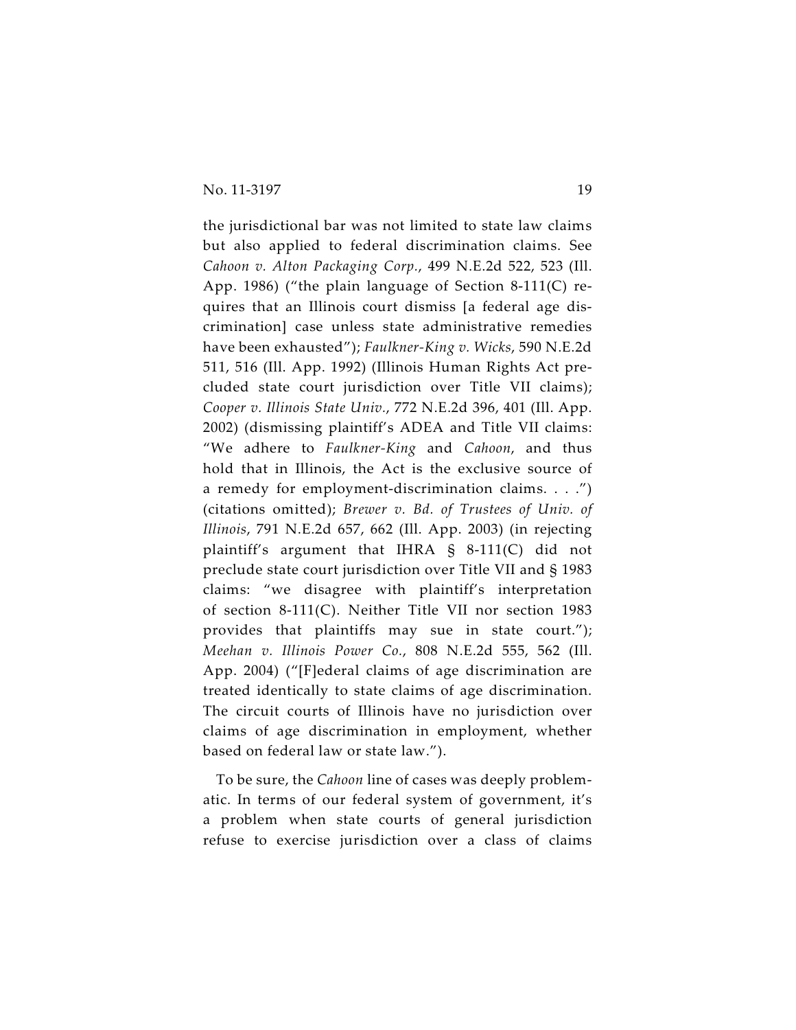the jurisdictional bar was not limited to state law claims but also applied to federal discrimination claims. See *Cahoon v. Alton Packaging Corp.*, 499 N.E.2d 522, 523 (Ill. App. 1986) ("the plain language of Section 8-111(C) requires that an Illinois court dismiss [a federal age discrimination] case unless state administrative remedies have been exhausted"); *Faulkner-King v. Wicks*, 590 N.E.2d 511, 516 (Ill. App. 1992) (Illinois Human Rights Act precluded state court jurisdiction over Title VII claims); *Cooper v. Illinois State Univ.*, 772 N.E.2d 396, 401 (Ill. App. 2002) (dismissing plaintiff's ADEA and Title VII claims: "We adhere to *Faulkner-King* and *Cahoon*, and thus hold that in Illinois, the Act is the exclusive source of a remedy for employment-discrimination claims. . . .") (citations omitted); *Brewer v. Bd. of Trustees of Univ. of Illinois*, 791 N.E.2d 657, 662 (Ill. App. 2003) (in rejecting plaintiff's argument that IHRA § 8-111(C) did not preclude state court jurisdiction over Title VII and § 1983 claims: "we disagree with plaintiff's interpretation of section 8-111(C). Neither Title VII nor section 1983 provides that plaintiffs may sue in state court."); *Meehan v. Illinois Power Co.*, 808 N.E.2d 555, 562 (Ill. App. 2004) ("[F]ederal claims of age discrimination are treated identically to state claims of age discrimination. The circuit courts of Illinois have no jurisdiction over claims of age discrimination in employment, whether based on federal law or state law.").

To be sure, the *Cahoon* line of cases was deeply problematic. In terms of our federal system of government, it's a problem when state courts of general jurisdiction refuse to exercise jurisdiction over a class of claims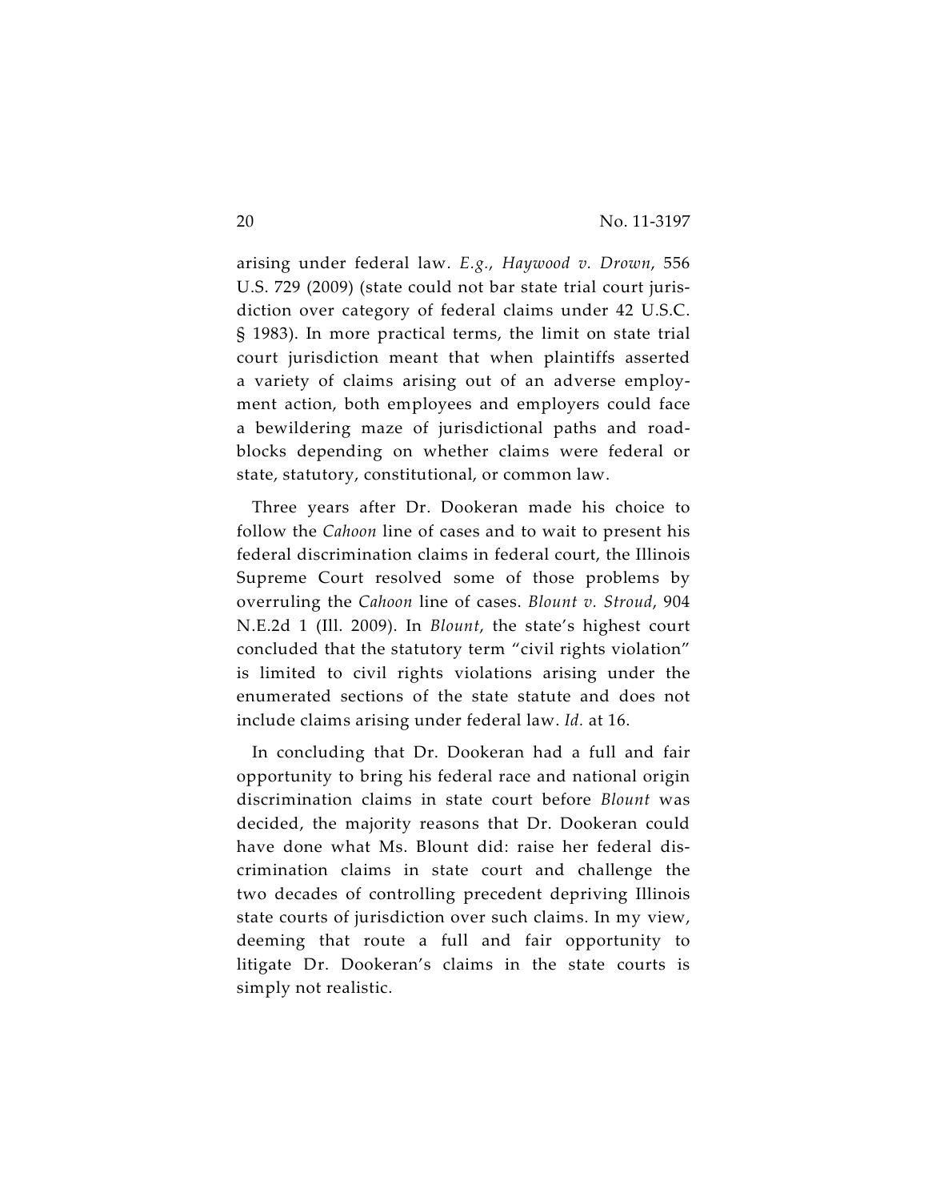arising under federal law. *E.g.*, *Haywood v. Drown*, 556 U.S. 729 (2009) (state could not bar state trial court jurisdiction over category of federal claims under 42 U.S.C. § 1983). In more practical terms, the limit on state trial court jurisdiction meant that when plaintiffs asserted a variety of claims arising out of an adverse employment action, both employees and employers could face a bewildering maze of jurisdictional paths and roadblocks depending on whether claims were federal or state, statutory, constitutional, or common law.

Three years after Dr. Dookeran made his choice to follow the *Cahoon* line of cases and to wait to present his federal discrimination claims in federal court, the Illinois Supreme Court resolved some of those problems by overruling the *Cahoon* line of cases. *Blount v. Stroud*, 904 N.E.2d 1 (Ill. 2009). In *Blount*, the state's highest court concluded that the statutory term "civil rights violation" is limited to civil rights violations arising under the enumerated sections of the state statute and does not include claims arising under federal law. *Id.* at 16.

In concluding that Dr. Dookeran had a full and fair opportunity to bring his federal race and national origin discrimination claims in state court before *Blount* was decided, the majority reasons that Dr. Dookeran could have done what Ms. Blount did: raise her federal discrimination claims in state court and challenge the two decades of controlling precedent depriving Illinois state courts of jurisdiction over such claims. In my view, deeming that route a full and fair opportunity to litigate Dr. Dookeran's claims in the state courts is simply not realistic.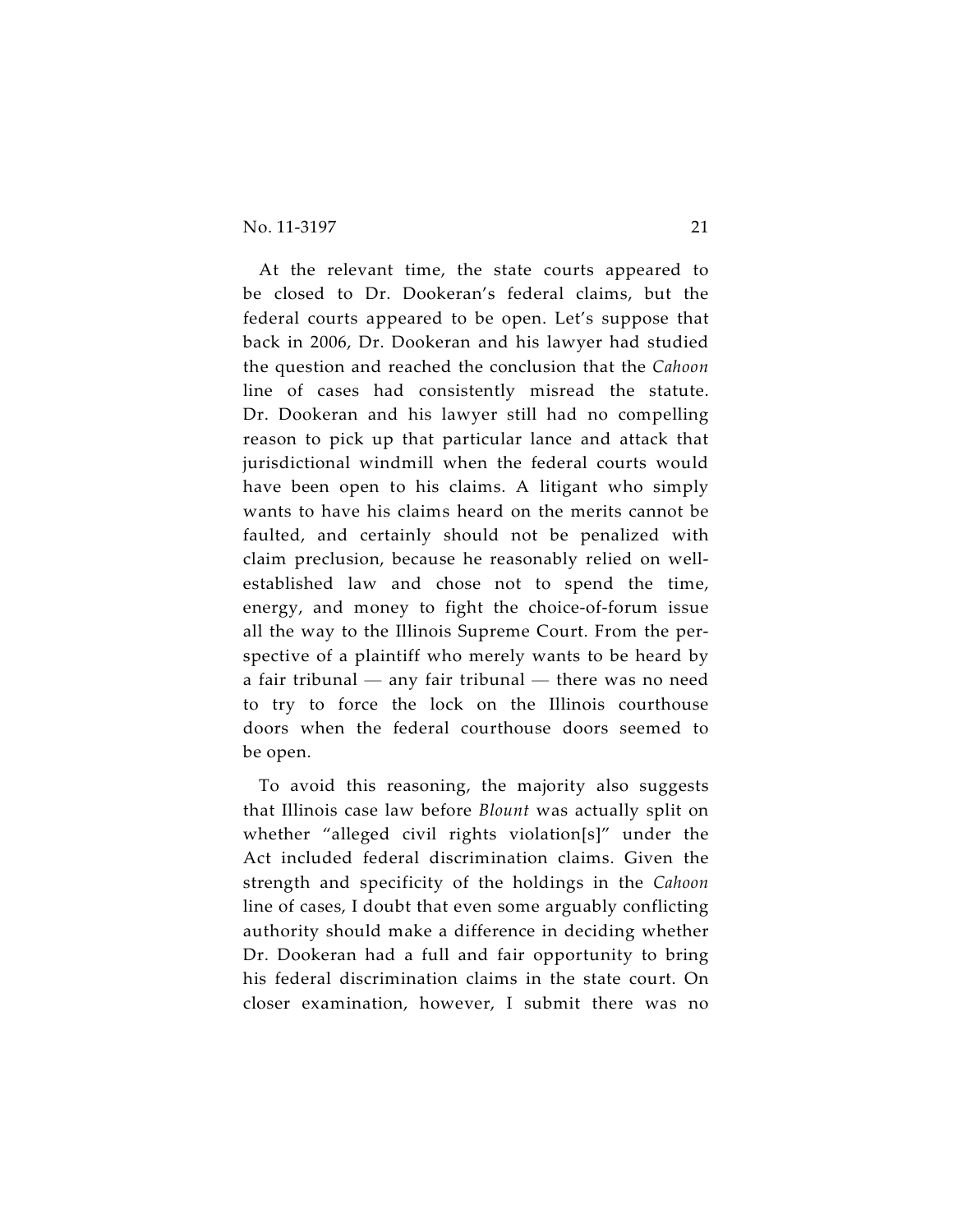At the relevant time, the state courts appeared to be closed to Dr. Dookeran's federal claims, but the federal courts appeared to be open. Let's suppose that back in 2006, Dr. Dookeran and his lawyer had studied the question and reached the conclusion that the *Cahoon* line of cases had consistently misread the statute. Dr. Dookeran and his lawyer still had no compelling reason to pick up that particular lance and attack that jurisdictional windmill when the federal courts would have been open to his claims. A litigant who simply wants to have his claims heard on the merits cannot be faulted, and certainly should not be penalized with claim preclusion, because he reasonably relied on well-established law and chose not to spend the time, energy, and money to fight the choice-of-forum issue all the way to the Illinois Supreme Court. From the perspective of a plaintiff who merely wants to be heard by a fair tribunal — any fair tribunal — there was no need to try to force the lock on the Illinois courthouse doors when the federal courthouse doors seemed to be open.

To avoid this reasoning, the majority also suggests that Illinois case law before *Blount* was actually split on whether "alleged civil rights violation[s]" under the Act included federal discrimination claims. Given the strength and specificity of the holdings in the *Cahoon* line of cases, I doubt that even some arguably conflicting authority should make a difference in deciding whether Dr. Dookeran had a full and fair opportunity to bring his federal discrimination claims in the state court. On closer examination, however, I submit there was no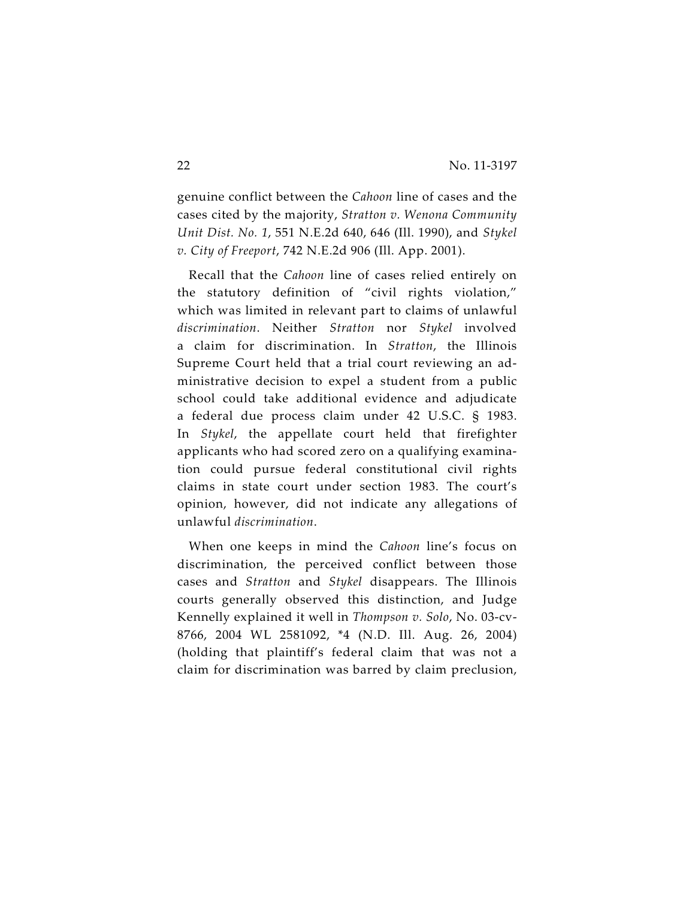genuine conflict between the *Cahoon* line of cases and the cases cited by the majority, *Stratton v. Wenona Community Unit Dist. No. 1*, 551 N.E.2d 640, 646 (Ill. 1990), and *Stykel v. City of Freeport*, 742 N.E.2d 906 (Ill. App. 2001).

Recall that the *Cahoon* line of cases relied entirely on the statutory definition of "civil rights violation," which was limited in relevant part to claims of unlawful *discrimination*. Neither *Stratton* nor *Stykel* involved a claim for discrimination. In *Stratton*, the Illinois Supreme Court held that a trial court reviewing an administrative decision to expel a student from a public school could take additional evidence and adjudicate a federal due process claim under 42 U.S.C. § 1983. In *Stykel*, the appellate court held that firefighter applicants who had scored zero on a qualifying examination could pursue federal constitutional civil rights claims in state court under section 1983. The court's opinion, however, did not indicate any allegations of unlawful *discrimination*.

When one keeps in mind the *Cahoon* line's focus on discrimination, the perceived conflict between those cases and *Stratton* and *Stykel* disappears. The Illinois courts generally observed this distinction, and Judge Kennelly explained it well in *Thompson v. Solo*, No. 03-cv-8766, 2004 WL 2581092, *4 (N.D. Ill. Aug. 26, 2004) (holding that plaintiff's federal claim that was not a claim for discrimination was barred by claim preclusion,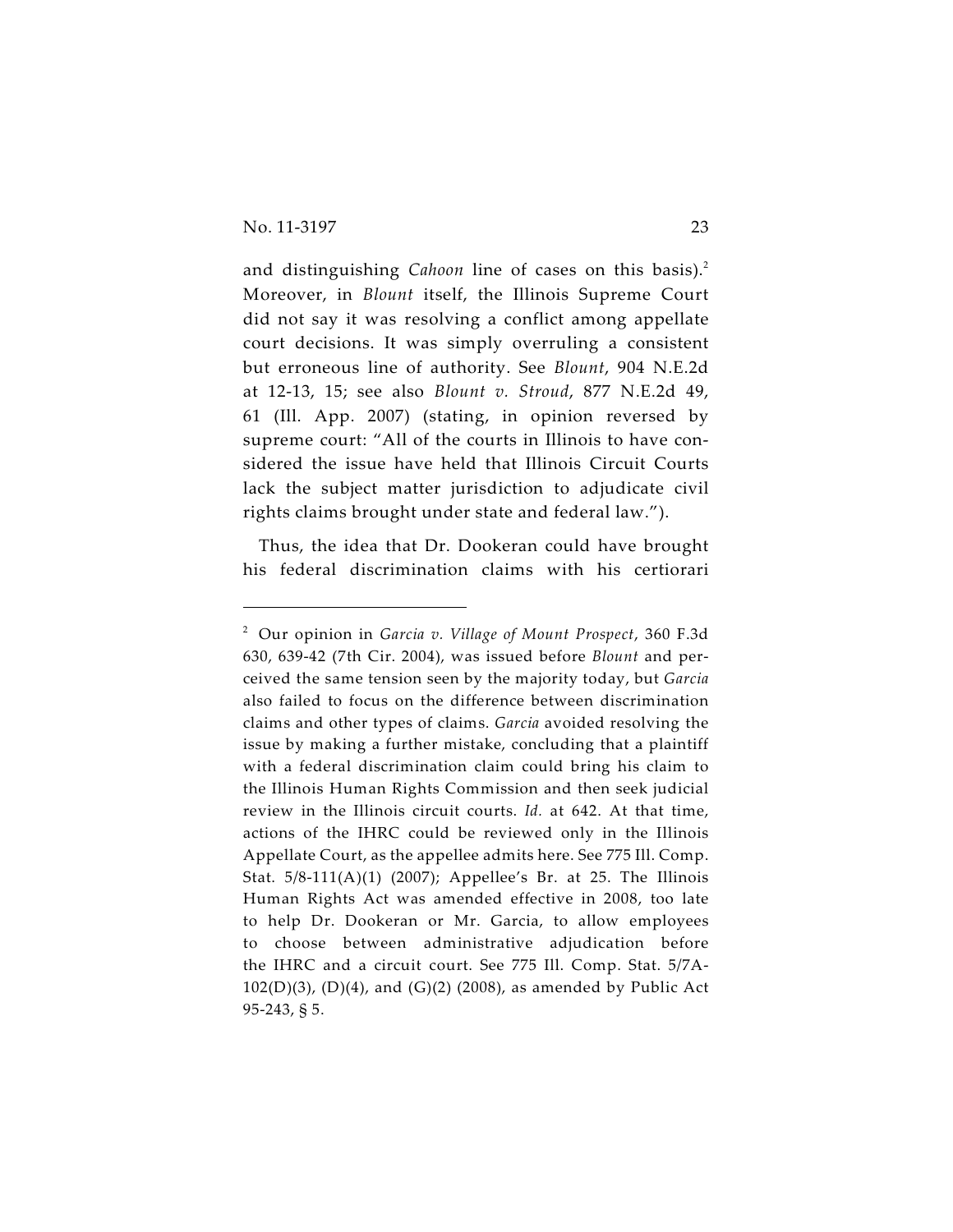and distinguishing *Cahoon* line of cases on this basis).[2] Moreover, in *Blount* itself, the Illinois Supreme Court did not say it was resolving a conflict among appellate court decisions. It was simply overruling a consistent but erroneous line of authority. See *Blount*, 904 N.E.2d at 12-13, 15; see also *Blount v. Stroud*, 877 N.E.2d 49, 61 (Ill. App. 2007) (stating, in opinion reversed by supreme court: "All of the courts in Illinois to have considered the issue have held that Illinois Circuit Courts lack the subject matter jurisdiction to adjudicate civil rights claims brought under state and federal law.").

Thus, the idea that Dr. Dookeran could have brought his federal discrimination claims with his certiorari

---

[2] Our opinion in *Garcia v. Village of Mount Prospect*, 360 F.3d 630, 639-42 (7th Cir. 2004), was issued before *Blount* and perceived the same tension seen by the majority today, but *Garcia* also failed to focus on the difference between discrimination claims and other types of claims. *Garcia* avoided resolving the issue by making a further mistake, concluding that a plaintiff with a federal discrimination claim could bring his claim to the Illinois Human Rights Commission and then seek judicial review in the Illinois circuit courts. *Id.* at 642. At that time, actions of the IHRC could be reviewed only in the Illinois Appellate Court, as the appellee admits here. See 775 Ill. Comp. Stat. 5/8-111(A)(1) (2007); Appellee's Br. at 25. The Illinois Human Rights Act was amended effective in 2008, too late to help Dr. Dookeran or Mr. Garcia, to allow employees to choose between administrative adjudication before the IHRC and a circuit court. See 775 Ill. Comp. Stat. 5/7A-102(D)(3), (D)(4), and (G)(2) (2008), as amended by Public Act 95-243, § 5.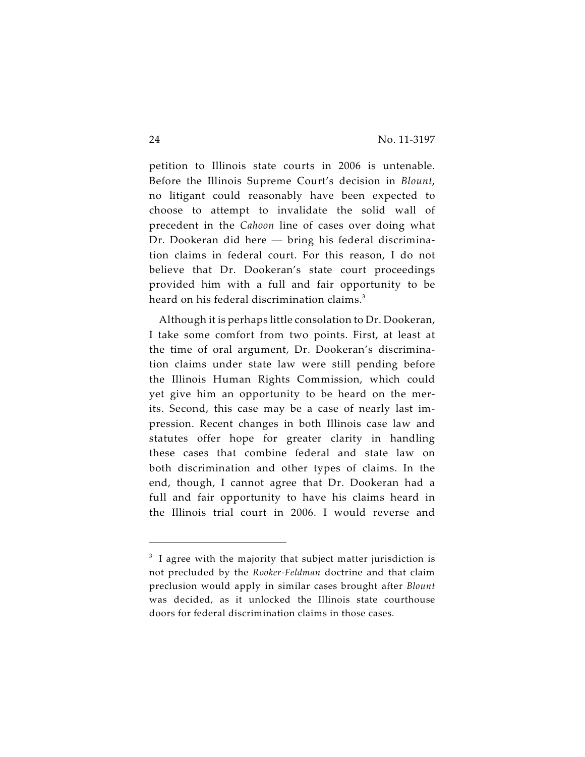petition to Illinois state courts in 2006 is untenable. Before the Illinois Supreme Court's decision in *Blount*, no litigant could reasonably have been expected to choose to attempt to invalidate the solid wall of precedent in the *Cahoon* line of cases over doing what Dr. Dookeran did here — bring his federal discrimination claims in federal court. For this reason, I do not believe that Dr. Dookeran's state court proceedings provided him with a full and fair opportunity to be heard on his federal discrimination claims.[3]

Although it is perhaps little consolation to Dr. Dookeran, I take some comfort from two points. First, at least at the time of oral argument, Dr. Dookeran's discrimination claims under state law were still pending before the Illinois Human Rights Commission, which could yet give him an opportunity to be heard on the merits. Second, this case may be a case of nearly last impression. Recent changes in both Illinois case law and statutes offer hope for greater clarity in handling these cases that combine federal and state law on both discrimination and other types of claims. In the end, though, I cannot agree that Dr. Dookeran had a full and fair opportunity to have his claims heard in the Illinois trial court in 2006. I would reverse and

---

[3] I agree with the majority that subject matter jurisdiction is not precluded by the *Rooker-Feldman* doctrine and that claim preclusion would apply in similar cases brought after *Blount* was decided, as it unlocked the Illinois state courthouse doors for federal discrimination claims in those cases.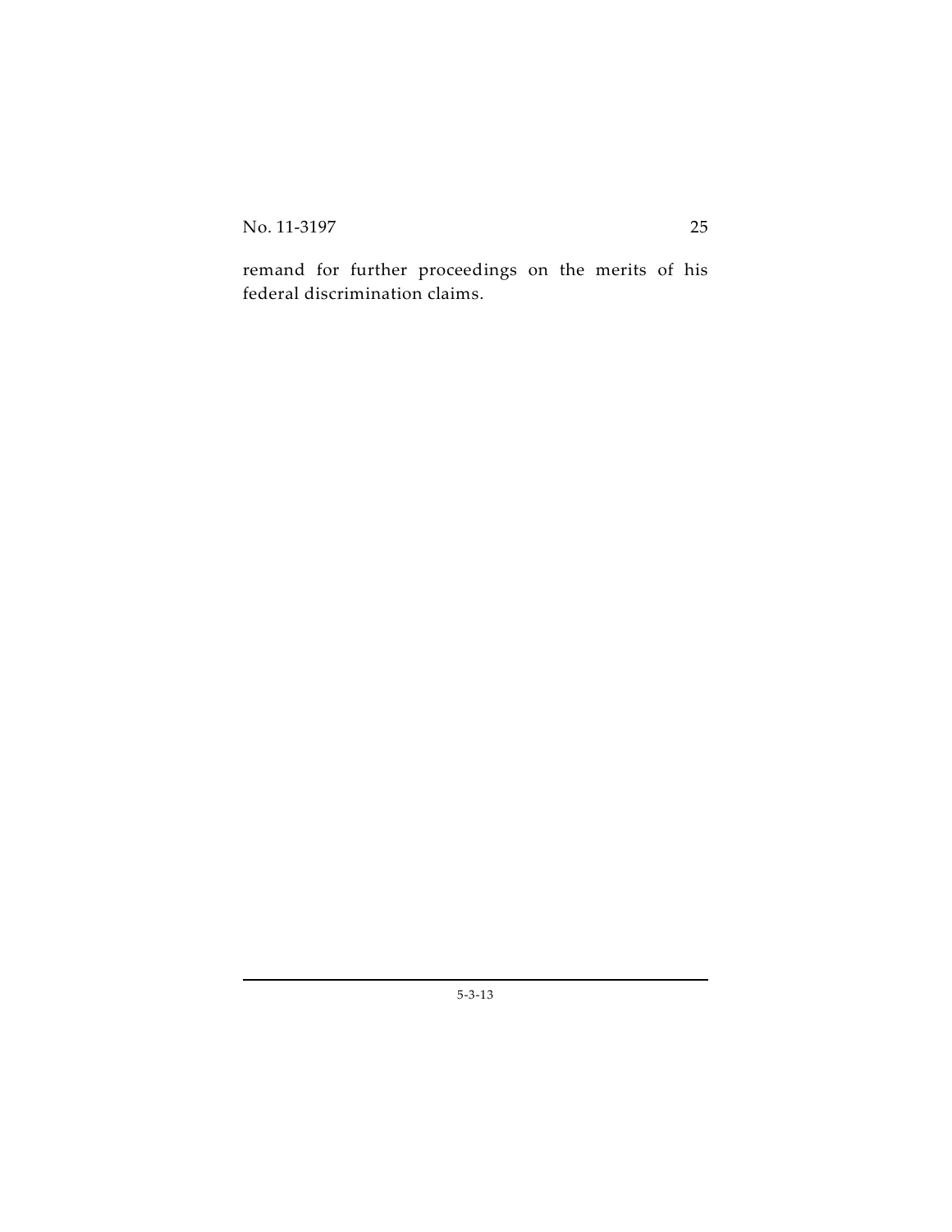remand for further proceedings on the merits of his federal discrimination claims.

5-3-13